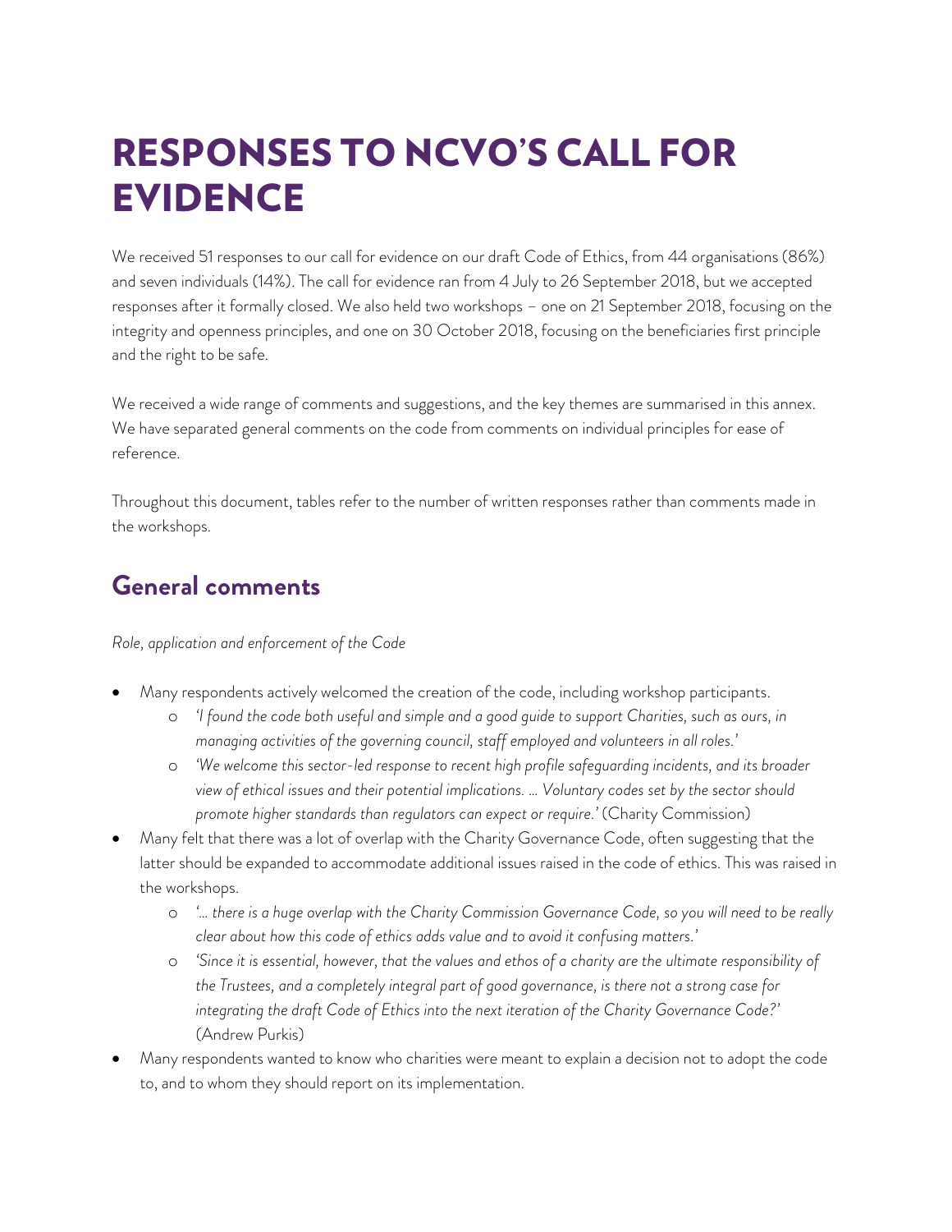# RESPONSES TO NCVO'S CALL FOR EVIDENCE

We received 51 responses to our call for evidence on our draft Code of Ethics, from 44 organisations (86%) and seven individuals (14%). The call for evidence ran from 4 July to 26 September 2018, but we accepted responses after it formally closed. We also held two workshops – one on 21 September 2018, focusing on the integrity and openness principles, and one on 30 October 2018, focusing on the beneficiaries first principle and the right to be safe.

We received a wide range of comments and suggestions, and the key themes are summarised in this annex. We have separated general comments on the code from comments on individual principles for ease of reference.

Throughout this document, tables refer to the number of written responses rather than comments made in the workshops.

## General comments

*Role, application and enforcement of the Code*

- Many respondents actively welcomed the creation of the code, including workshop participants.
  - *'I found the code both useful and simple and a good guide to support Charities, such as ours, in managing activities of the governing council, staff employed and volunteers in all roles.'*
  - *'We welcome this sector-led response to recent high profile safeguarding incidents, and its broader view of ethical issues and their potential implications. … Voluntary codes set by the sector should promote higher standards than regulators can expect or require.'* (Charity Commission)
- Many felt that there was a lot of overlap with the Charity Governance Code, often suggesting that the latter should be expanded to accommodate additional issues raised in the code of ethics. This was raised in the workshops.
  - *'… there is a huge overlap with the Charity Commission Governance Code, so you will need to be really clear about how this code of ethics adds value and to avoid it confusing matters.'*
  - *'Since it is essential, however, that the values and ethos of a charity are the ultimate responsibility of the Trustees, and a completely integral part of good governance, is there not a strong case for integrating the draft Code of Ethics into the next iteration of the Charity Governance Code?'* (Andrew Purkis)
- Many respondents wanted to know who charities were meant to explain a decision not to adopt the code to, and to whom they should report on its implementation.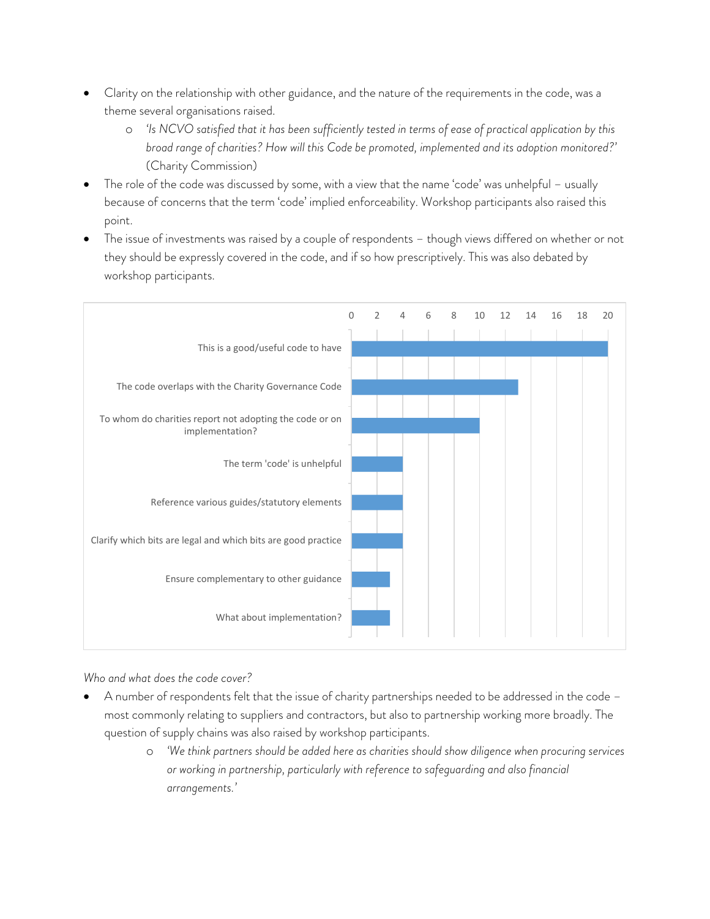- Clarity on the relationship with other guidance, and the nature of the requirements in the code, was a theme several organisations raised.
    - *'Is NCVO satisfied that it has been sufficiently tested in terms of ease of practical application by this broad range of charities? How will this Code be promoted, implemented and its adoption monitored?'* (Charity Commission)
- The role of the code was discussed by some, with a view that the name 'code' was unhelpful – usually because of concerns that the term 'code' implied enforceability. Workshop participants also raised this point.
- The issue of investments was raised by a couple of respondents – though views differed on whether or not they should be expressly covered in the code, and if so how prescriptively. This was also debated by workshop participants.

| Response | Count |
| --- | --- |
| This is a good/useful code to have | 20 |
| The code overlaps with the Charity Governance Code | 13 |
| To whom do charities report not adopting the code or on implementation? | 10 |
| The term 'code' is unhelpful | 4 |
| Reference various guides/statutory elements | 4 |
| Clarify which bits are legal and which bits are good practice | 4 |
| Ensure complementary to other guidance | 3 |
| What about implementation? | 3 |

*Who and what does the code cover?*

- A number of respondents felt that the issue of charity partnerships needed to be addressed in the code – most commonly relating to suppliers and contractors, but also to partnership working more broadly. The question of supply chains was also raised by workshop participants.
    - *'We think partners should be added here as charities should show diligence when procuring services or working in partnership, particularly with reference to safeguarding and also financial arrangements.'*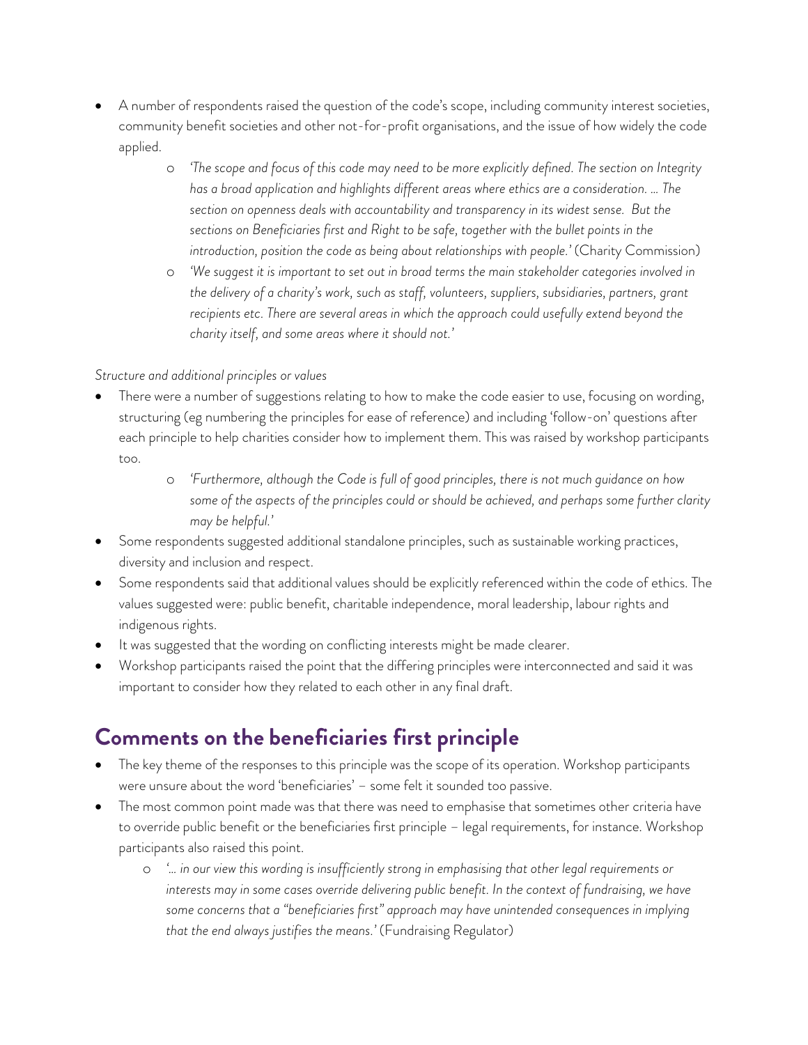- A number of respondents raised the question of the code's scope, including community interest societies, community benefit societies and other not-for-profit organisations, and the issue of how widely the code applied.
  - *'The scope and focus of this code may need to be more explicitly defined. The section on Integrity has a broad application and highlights different areas where ethics are a consideration. … The section on openness deals with accountability and transparency in its widest sense. But the sections on Beneficiaries first and Right to be safe, together with the bullet points in the introduction, position the code as being about relationships with people.'* (Charity Commission)
  - *'We suggest it is important to set out in broad terms the main stakeholder categories involved in the delivery of a charity's work, such as staff, volunteers, suppliers, subsidiaries, partners, grant recipients etc. There are several areas in which the approach could usefully extend beyond the charity itself, and some areas where it should not.'*

*Structure and additional principles or values*

- There were a number of suggestions relating to how to make the code easier to use, focusing on wording, structuring (eg numbering the principles for ease of reference) and including 'follow-on' questions after each principle to help charities consider how to implement them. This was raised by workshop participants too.
  - *'Furthermore, although the Code is full of good principles, there is not much guidance on how some of the aspects of the principles could or should be achieved, and perhaps some further clarity may be helpful.'*
- Some respondents suggested additional standalone principles, such as sustainable working practices, diversity and inclusion and respect.
- Some respondents said that additional values should be explicitly referenced within the code of ethics. The values suggested were: public benefit, charitable independence, moral leadership, labour rights and indigenous rights.
- It was suggested that the wording on conflicting interests might be made clearer.
- Workshop participants raised the point that the differing principles were interconnected and said it was important to consider how they related to each other in any final draft.

## Comments on the beneficiaries first principle

- The key theme of the responses to this principle was the scope of its operation. Workshop participants were unsure about the word 'beneficiaries' – some felt it sounded too passive.
- The most common point made was that there was need to emphasise that sometimes other criteria have to override public benefit or the beneficiaries first principle – legal requirements, for instance. Workshop participants also raised this point.
  - *'… in our view this wording is insufficiently strong in emphasising that other legal requirements or interests may in some cases override delivering public benefit. In the context of fundraising, we have some concerns that a "beneficiaries first" approach may have unintended consequences in implying that the end always justifies the means.'* (Fundraising Regulator)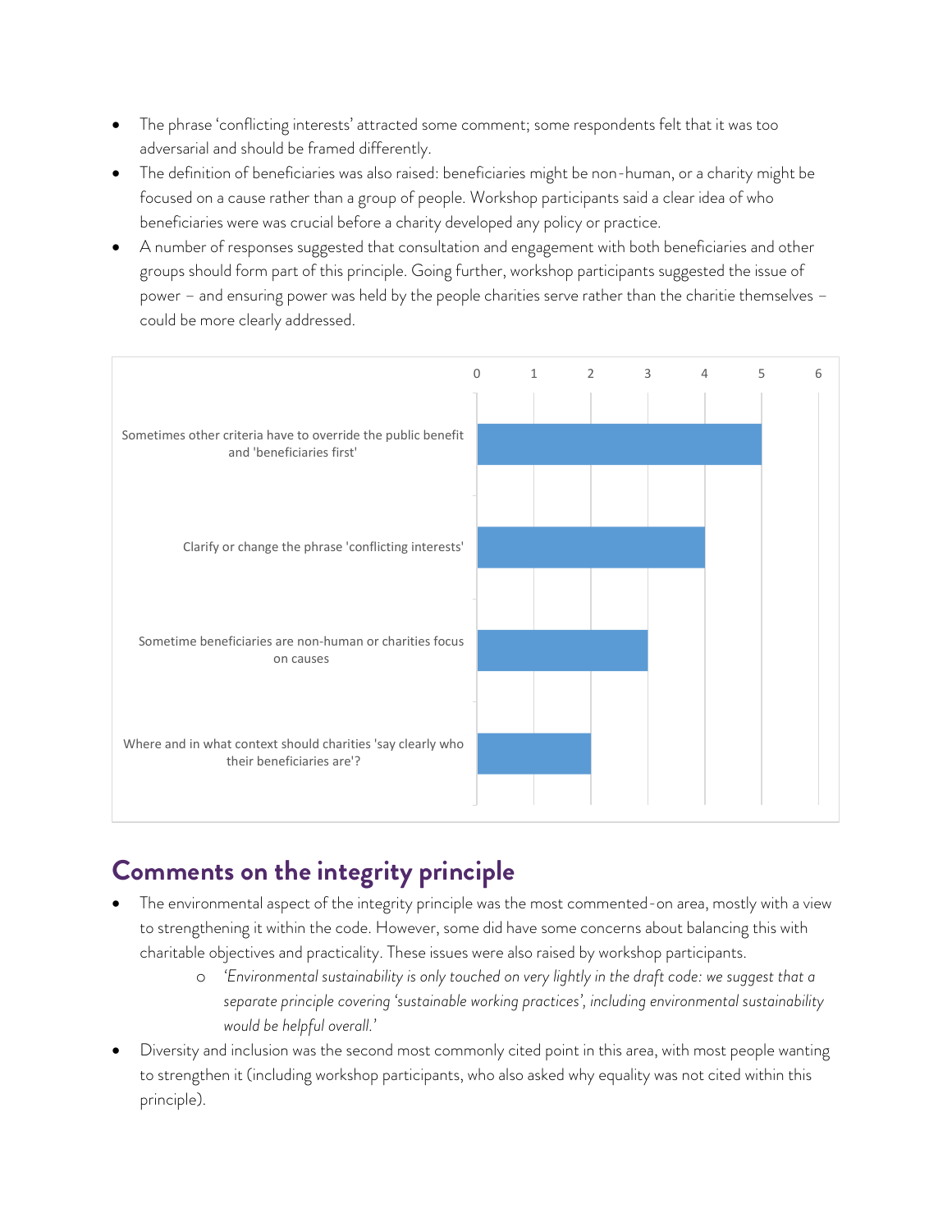- The phrase 'conflicting interests' attracted some comment; some respondents felt that it was too adversarial and should be framed differently.
- The definition of beneficiaries was also raised: beneficiaries might be non-human, or a charity might be focused on a cause rather than a group of people. Workshop participants said a clear idea of who beneficiaries were was crucial before a charity developed any policy or practice.
- A number of responses suggested that consultation and engagement with both beneficiaries and other groups should form part of this principle. Going further, workshop participants suggested the issue of power – and ensuring power was held by the people charities serve rather than the charitie themselves – could be more clearly addressed.

| Comment | Count |
|---|---|
| Sometimes other criteria have to override the public benefit and 'beneficiaries first' | 5 |
| Clarify or change the phrase 'conflicting interests' | 4 |
| Sometime beneficiaries are non-human or charities focus on causes | 3 |
| Where and in what context should charities 'say clearly who their beneficiaries are'? | 2 |

## Comments on the integrity principle

- The environmental aspect of the integrity principle was the most commented-on area, mostly with a view to strengthening it within the code. However, some did have some concerns about balancing this with charitable objectives and practicality. These issues were also raised by workshop participants.
  - *'Environmental sustainability is only touched on very lightly in the draft code: we suggest that a separate principle covering 'sustainable working practices', including environmental sustainability would be helpful overall.'*
- Diversity and inclusion was the second most commonly cited point in this area, with most people wanting to strengthen it (including workshop participants, who also asked why equality was not cited within this principle).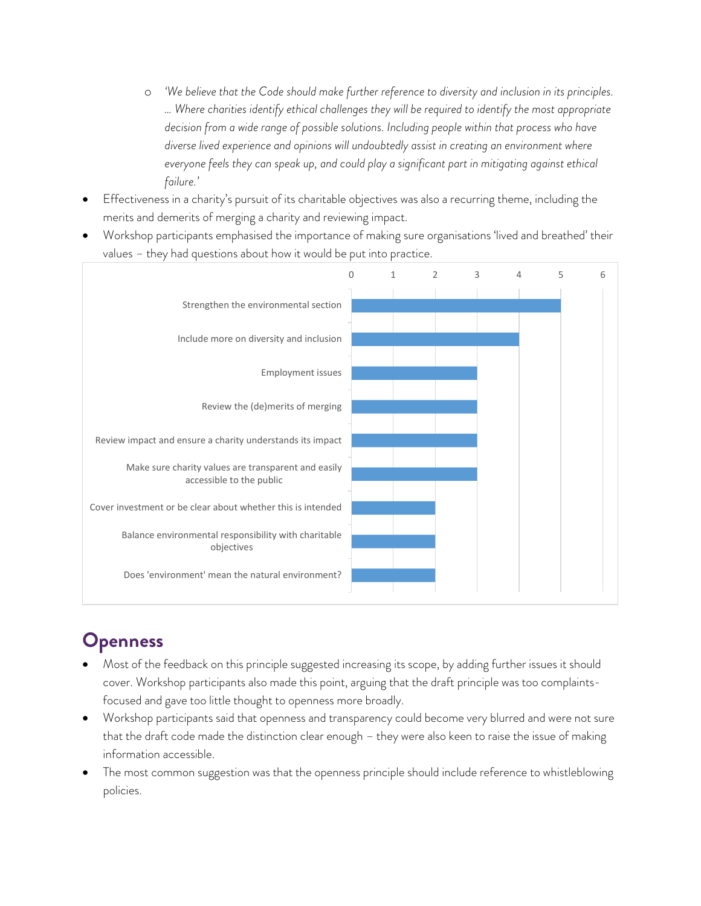- *'We believe that the Code should make further reference to diversity and inclusion in its principles. … Where charities identify ethical challenges they will be required to identify the most appropriate decision from a wide range of possible solutions. Including people within that process who have diverse lived experience and opinions will undoubtedly assist in creating an environment where everyone feels they can speak up, and could play a significant part in mitigating against ethical failure.'*
- Effectiveness in a charity's pursuit of its charitable objectives was also a recurring theme, including the merits and demerits of merging a charity and reviewing impact.
- Workshop participants emphasised the importance of making sure organisations 'lived and breathed' their values – they had questions about how it would be put into practice.

| Suggestion | Count |
| --- | --- |
| Strengthen the environmental section | 5 |
| Include more on diversity and inclusion | 4 |
| Employment issues | 3 |
| Review the (de)merits of merging | 3 |
| Review impact and ensure a charity understands its impact | 3 |
| Make sure charity values are transparent and easily accessible to the public | 3 |
| Cover investment or be clear about whether this is intended | 2 |
| Balance environmental responsibility with charitable objectives | 2 |
| Does 'environment' mean the natural environment? | 2 |

## Openness

- Most of the feedback on this principle suggested increasing its scope, by adding further issues it should cover. Workshop participants also made this point, arguing that the draft principle was too complaints-focused and gave too little thought to openness more broadly.
- Workshop participants said that openness and transparency could become very blurred and were not sure that the draft code made the distinction clear enough – they were also keen to raise the issue of making information accessible.
- The most common suggestion was that the openness principle should include reference to whistleblowing policies.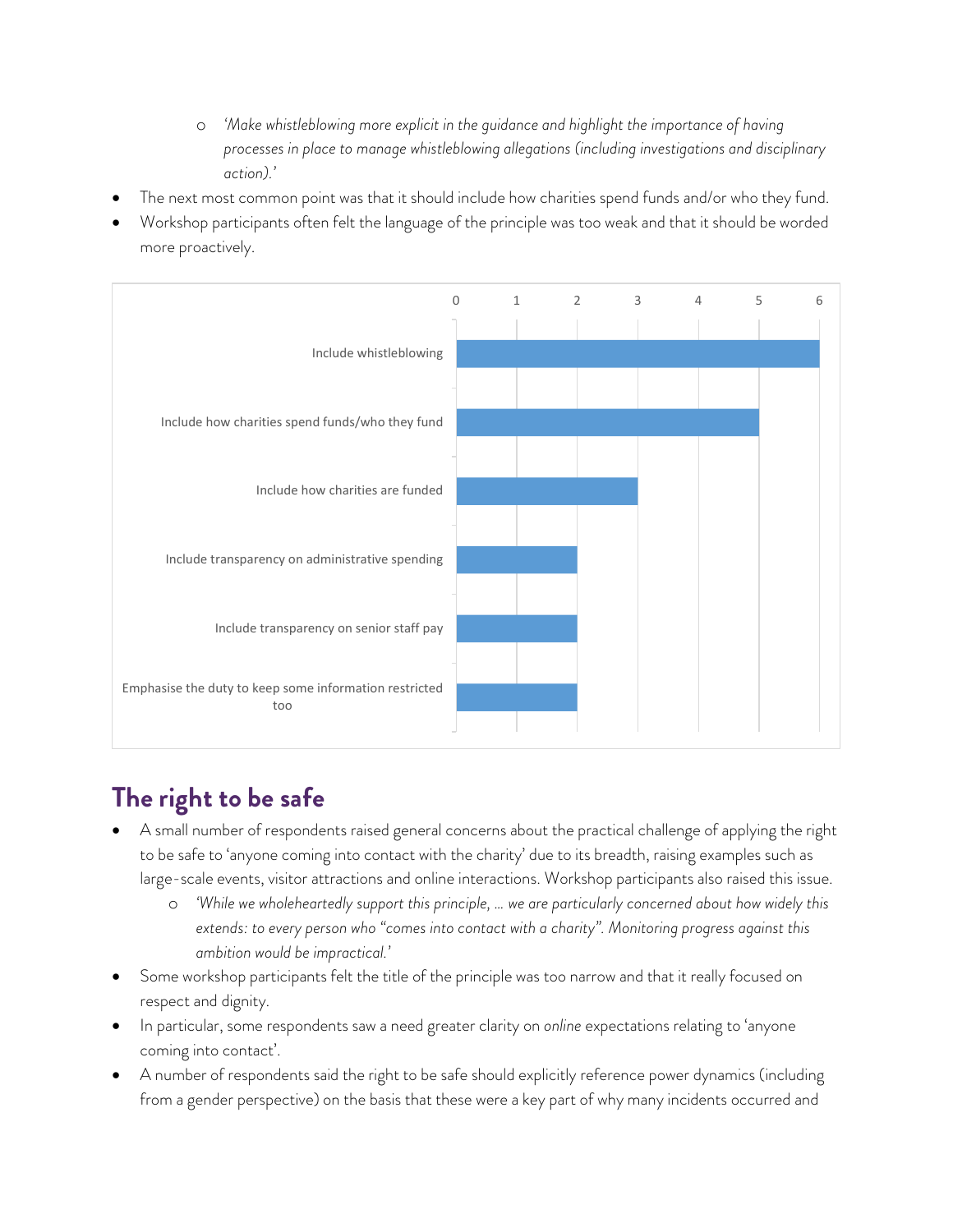- *'Make whistleblowing more explicit in the guidance and highlight the importance of having processes in place to manage whistleblowing allegations (including investigations and disciplinary action).'*
- The next most common point was that it should include how charities spend funds and/or who they fund.
- Workshop participants often felt the language of the principle was too weak and that it should be worded more proactively.

| Suggestion | Count |
|---|---|
| Include whistleblowing | 6 |
| Include how charities spend funds/who they fund | 5 |
| Include how charities are funded | 3 |
| Include transparency on administrative spending | 2 |
| Include transparency on senior staff pay | 2 |
| Emphasise the duty to keep some information restricted too | 2 |

## The right to be safe

- A small number of respondents raised general concerns about the practical challenge of applying the right to be safe to 'anyone coming into contact with the charity' due to its breadth, raising examples such as large-scale events, visitor attractions and online interactions. Workshop participants also raised this issue.
  - *'While we wholeheartedly support this principle, … we are particularly concerned about how widely this extends: to every person who "comes into contact with a charity". Monitoring progress against this ambition would be impractical.'*
- Some workshop participants felt the title of the principle was too narrow and that it really focused on respect and dignity.
- In particular, some respondents saw a need greater clarity on *online* expectations relating to 'anyone coming into contact'.
- A number of respondents said the right to be safe should explicitly reference power dynamics (including from a gender perspective) on the basis that these were a key part of why many incidents occurred and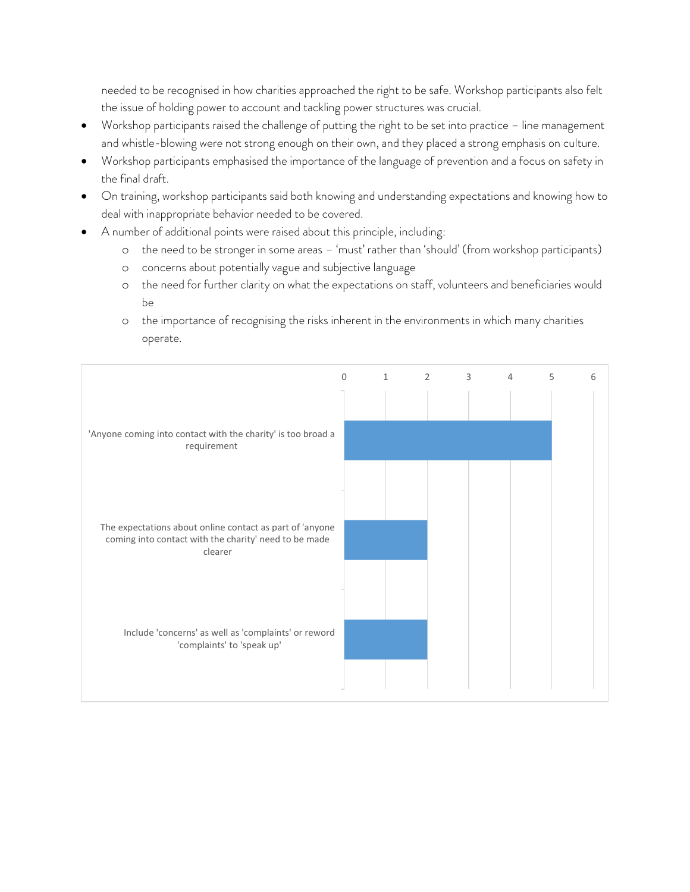needed to be recognised in how charities approached the right to be safe. Workshop participants also felt the issue of holding power to account and tackling power structures was crucial.

- Workshop participants raised the challenge of putting the right to be set into practice – line management and whistle-blowing were not strong enough on their own, and they placed a strong emphasis on culture.
- Workshop participants emphasised the importance of the language of prevention and a focus on safety in the final draft.
- On training, workshop participants said both knowing and understanding expectations and knowing how to deal with inappropriate behavior needed to be covered.
- A number of additional points were raised about this principle, including:
  - the need to be stronger in some areas – 'must' rather than 'should' (from workshop participants)
  - concerns about potentially vague and subjective language
  - the need for further clarity on what the expectations on staff, volunteers and beneficiaries would be
  - the importance of recognising the risks inherent in the environments in which many charities operate.

0 1 2 3 4 5 6

'Anyone coming into contact with the charity' is too broad a requirement

The expectations about online contact as part of 'anyone coming into contact with the charity' need to be made clearer

Include 'concerns' as well as 'complaints' or reword 'complaints' to 'speak up'